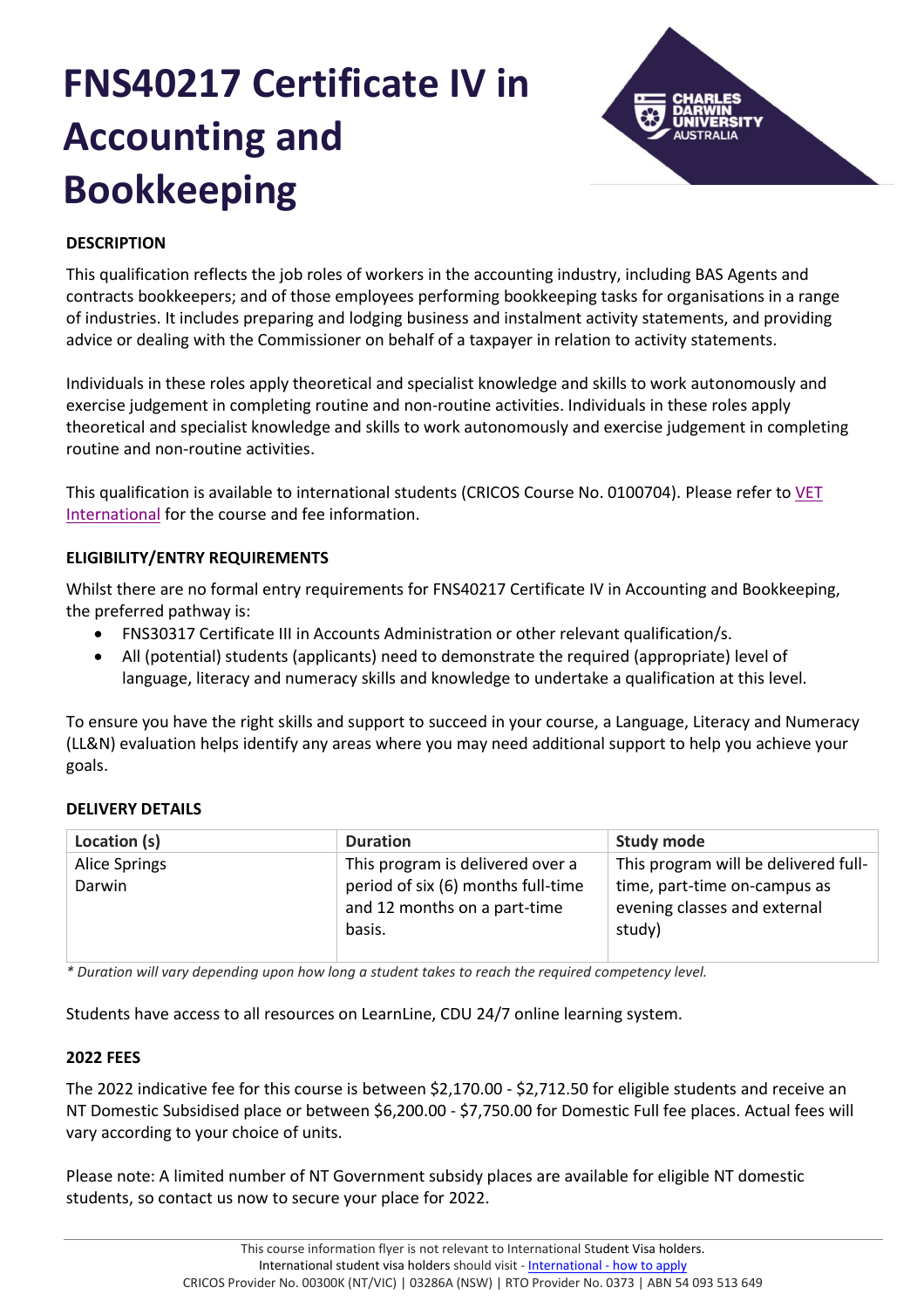# FNS40217 Certificate IV in Accounting and Bookkeeping

CHARLES DARWIN UNIVERSITY AUSTRALIA

**DESCRIPTION**

This qualification reflects the job roles of workers in the accounting industry, including BAS Agents and contracts bookkeepers; and of those employees performing bookkeeping tasks for organisations in a range of industries. It includes preparing and lodging business and instalment activity statements, and providing advice or dealing with the Commissioner on behalf of a taxpayer in relation to activity statements.

Individuals in these roles apply theoretical and specialist knowledge and skills to work autonomously and exercise judgement in completing routine and non-routine activities. Individuals in these roles apply theoretical and specialist knowledge and skills to work autonomously and exercise judgement in completing routine and non-routine activities.

This qualification is available to international students (CRICOS Course No. 0100704). Please refer to VET International for the course and fee information.

**ELIGIBILITY/ENTRY REQUIREMENTS**

Whilst there are no formal entry requirements for FNS40217 Certificate IV in Accounting and Bookkeeping, the preferred pathway is:

- FNS30317 Certificate III in Accounts Administration or other relevant qualification/s.
- All (potential) students (applicants) need to demonstrate the required (appropriate) level of language, literacy and numeracy skills and knowledge to undertake a qualification at this level.

To ensure you have the right skills and support to succeed in your course, a Language, Literacy and Numeracy (LL&N) evaluation helps identify any areas where you may need additional support to help you achieve your goals.

**DELIVERY DETAILS**

| Location (s) | Duration | Study mode |
|---|---|---|
| Alice Springs<br>Darwin | This program is delivered over a period of six (6) months full-time and 12 months on a part-time basis. | This program will be delivered full-time, part-time on-campus as evening classes and external study) |

*\* Duration will vary depending upon how long a student takes to reach the required competency level.*

Students have access to all resources on LearnLine, CDU 24/7 online learning system.

**2022 FEES**

The 2022 indicative fee for this course is between $2,170.00 - $2,712.50 for eligible students and receive an NT Domestic Subsidised place or between $6,200.00 - $7,750.00 for Domestic Full fee places. Actual fees will vary according to your choice of units.

Please note: A limited number of NT Government subsidy places are available for eligible NT domestic students, so contact us now to secure your place for 2022.

This course information flyer is not relevant to International Student Visa holders.
International student visa holders should visit - International - how to apply
CRICOS Provider No. 00300K (NT/VIC) | 03286A (NSW) | RTO Provider No. 0373 | ABN 54 093 513 649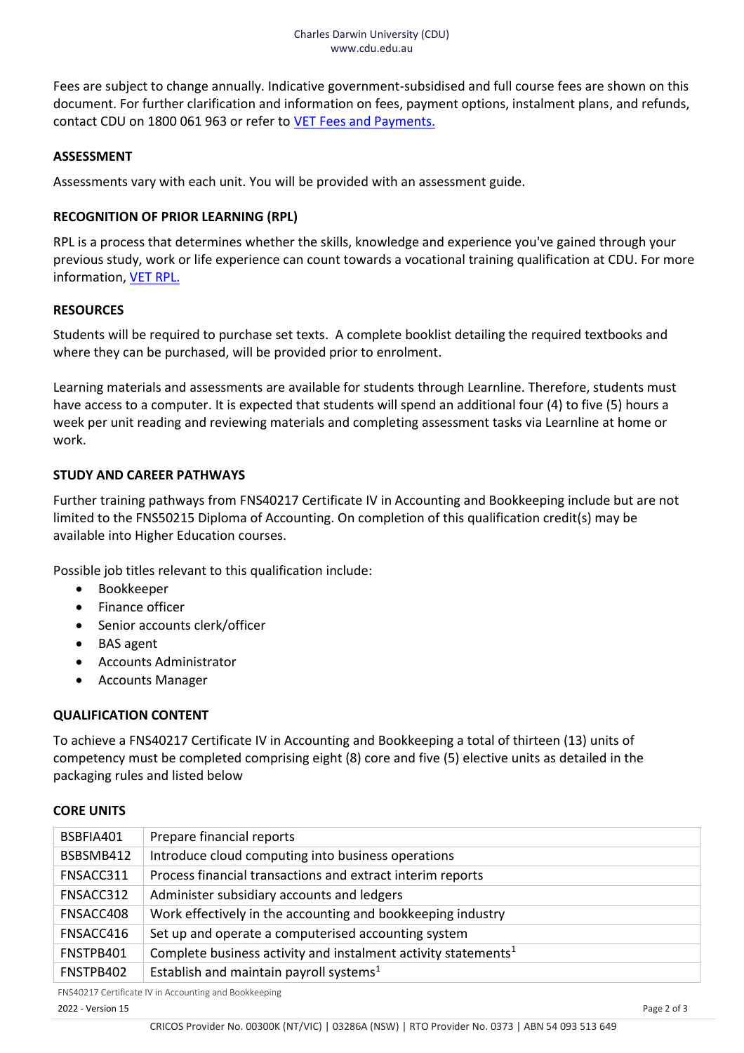Fees are subject to change annually. Indicative government-subsidised and full course fees are shown on this document. For further clarification and information on fees, payment options, instalment plans, and refunds, contact CDU on 1800 061 963 or refer to [VET Fees and Payments.]

**ASSESSMENT**

Assessments vary with each unit. You will be provided with an assessment guide.

**RECOGNITION OF PRIOR LEARNING (RPL)**

RPL is a process that determines whether the skills, knowledge and experience you've gained through your previous study, work or life experience can count towards a vocational training qualification at CDU. For more information, [VET RPL.]

**RESOURCES**

Students will be required to purchase set texts. A complete booklist detailing the required textbooks and where they can be purchased, will be provided prior to enrolment.

Learning materials and assessments are available for students through Learnline. Therefore, students must have access to a computer. It is expected that students will spend an additional four (4) to five (5) hours a week per unit reading and reviewing materials and completing assessment tasks via Learnline at home or work.

**STUDY AND CAREER PATHWAYS**

Further training pathways from FNS40217 Certificate IV in Accounting and Bookkeeping include but are not limited to the FNS50215 Diploma of Accounting. On completion of this qualification credit(s) may be available into Higher Education courses.

Possible job titles relevant to this qualification include:

- Bookkeeper
- Finance officer
- Senior accounts clerk/officer
- BAS agent
- Accounts Administrator
- Accounts Manager

**QUALIFICATION CONTENT**

To achieve a FNS40217 Certificate IV in Accounting and Bookkeeping a total of thirteen (13) units of competency must be completed comprising eight (8) core and five (5) elective units as detailed in the packaging rules and listed below

**CORE UNITS**

| | |
|---|---|
| BSBFIA401 | Prepare financial reports |
| BSBSMB412 | Introduce cloud computing into business operations |
| FNSACC311 | Process financial transactions and extract interim reports |
| FNSACC312 | Administer subsidiary accounts and ledgers |
| FNSACC408 | Work effectively in the accounting and bookkeeping industry |
| FNSACC416 | Set up and operate a computerised accounting system |
| FNSTPB401 | Complete business activity and instalment activity statements[1] |
| FNSTPB402 | Establish and maintain payroll systems[1] |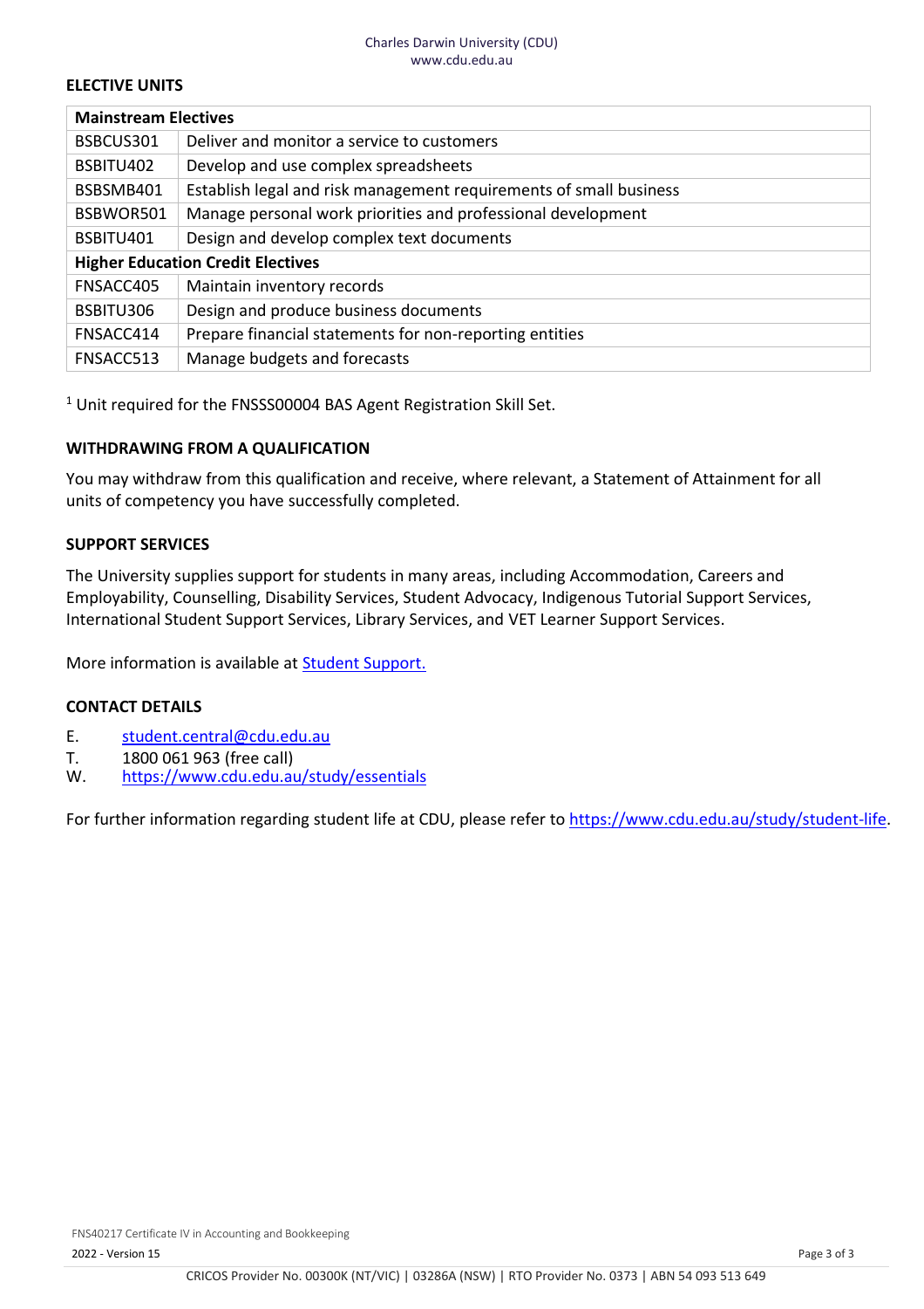## ELECTIVE UNITS

| | |
|---|---|
| **Mainstream Electives** | |
| BSBCUS301 | Deliver and monitor a service to customers |
| BSBITU402 | Develop and use complex spreadsheets |
| BSBSMB401 | Establish legal and risk management requirements of small business |
| BSBWOR501 | Manage personal work priorities and professional development |
| BSBITU401 | Design and develop complex text documents |
| **Higher Education Credit Electives** | |
| FNSACC405 | Maintain inventory records |
| BSBITU306 | Design and produce business documents |
| FNSACC414 | Prepare financial statements for non-reporting entities |
| FNSACC513 | Manage budgets and forecasts |

[1] Unit required for the FNSSS00004 BAS Agent Registration Skill Set.

## WITHDRAWING FROM A QUALIFICATION

You may withdraw from this qualification and receive, where relevant, a Statement of Attainment for all units of competency you have successfully completed.

## SUPPORT SERVICES

The University supplies support for students in many areas, including Accommodation, Careers and Employability, Counselling, Disability Services, Student Advocacy, Indigenous Tutorial Support Services, International Student Support Services, Library Services, and VET Learner Support Services.

More information is available at Student Support.

## CONTACT DETAILS

E. student.central@cdu.edu.au
T. 1800 061 963 (free call)
W. https://www.cdu.edu.au/study/essentials

For further information regarding student life at CDU, please refer to https://www.cdu.edu.au/study/student-life.